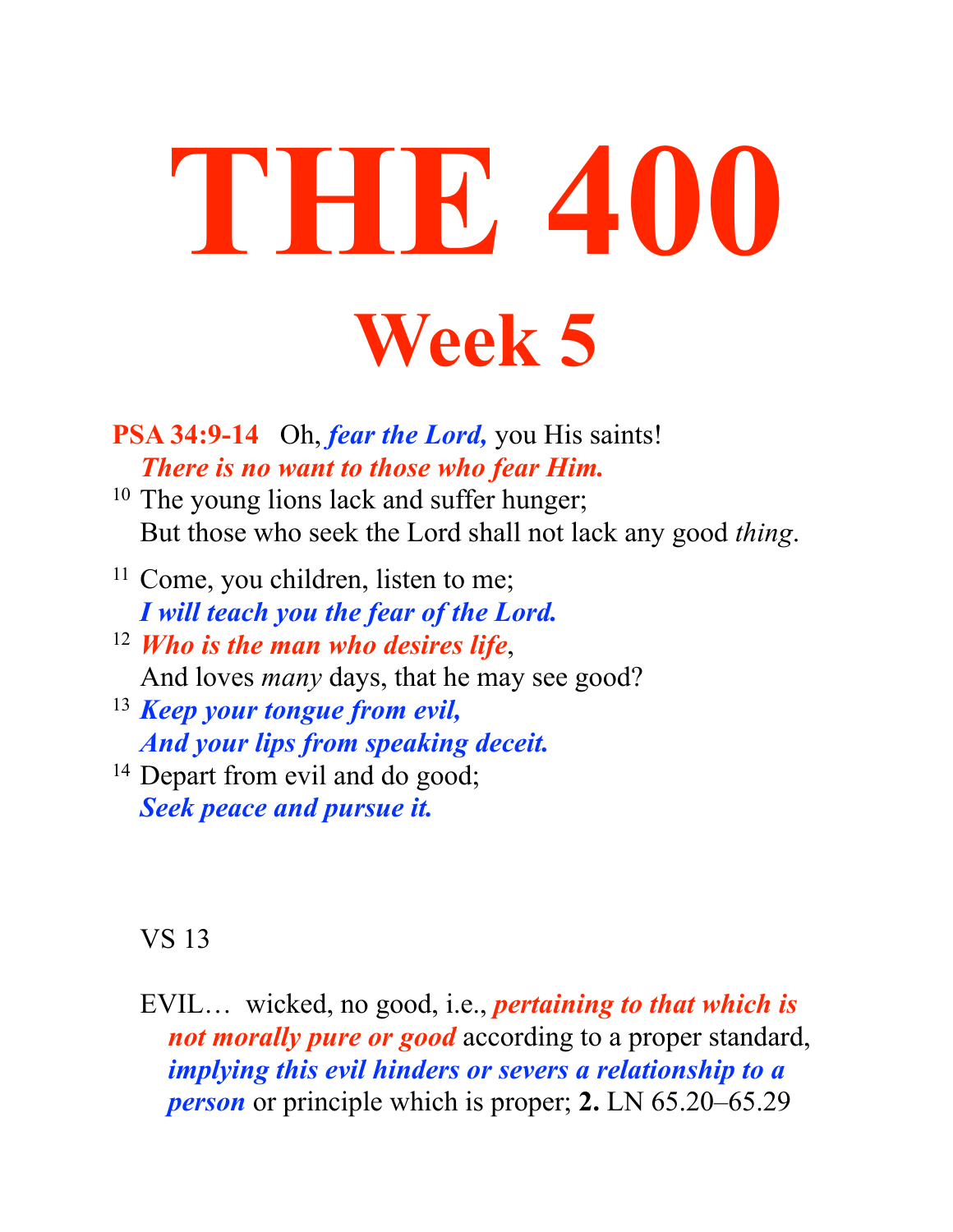# THE 400

## Week 5

**PSA 34:9-14** Oh, ***fear the Lord,*** you His saints!
***There is no want to those who fear Him.***

[10] The young lions lack and suffer hunger;
But those who seek the Lord shall not lack any good *thing*.

[11] Come, you children, listen to me;
***I will teach you the fear of the Lord.***

[12] ***Who is the man who desires life***,
And loves *many* days, that he may see good?

[13] ***Keep your tongue from evil,***
***And your lips from speaking deceit.***

[14] Depart from evil and do good;
***Seek peace and pursue it.***

VS 13

EVIL… wicked, no good, i.e., ***pertaining to that which is not morally pure or good*** according to a proper standard, ***implying this evil hinders or severs a relationship to a person*** or principle which is proper; **2.** LN 65.20–65.29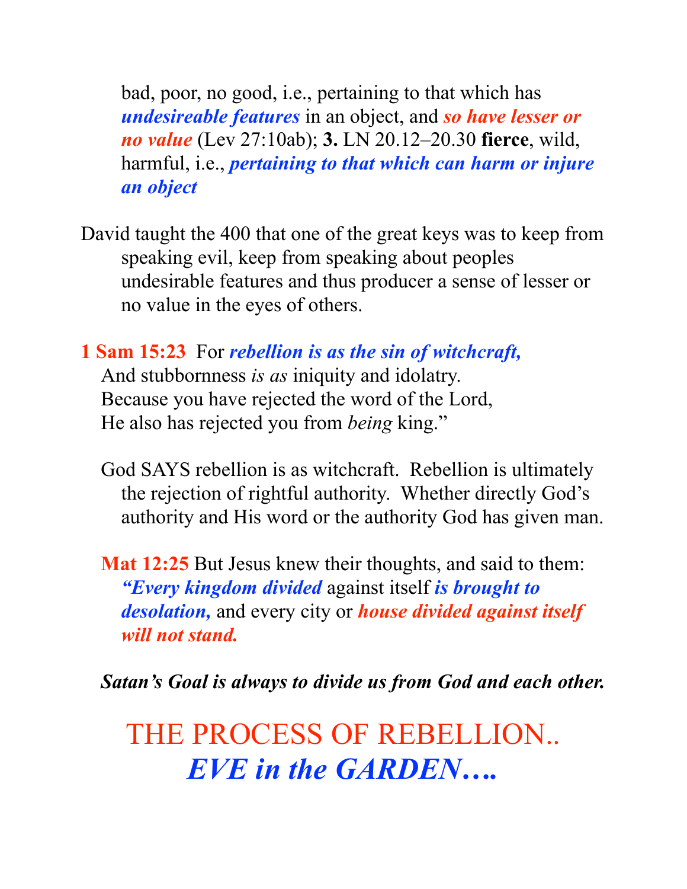bad, poor, no good, i.e., pertaining to that which has ***undesireable features*** in an object, and ***so have lesser or no value*** (Lev 27:10ab); **3.** LN 20.12–20.30 **fierce**, wild, harmful, i.e., ***pertaining to that which can harm or injure an object***

David taught the 400 that one of the great keys was to keep from speaking evil, keep from speaking about peoples undesirable features and thus producer a sense of lesser or no value in the eyes of others.

**1 Sam 15:23** For ***rebellion is as the sin of witchcraft,***
And stubbornness *is as* iniquity and idolatry.
Because you have rejected the word of the Lord,
He also has rejected you from *being* king."

God SAYS rebellion is as witchcraft. Rebellion is ultimately the rejection of rightful authority. Whether directly God's authority and His word or the authority God has given man.

**Mat 12:25** But Jesus knew their thoughts, and said to them: ***"Every kingdom divided*** against itself ***is brought to desolation,*** and every city or ***house divided against itself will not stand.***

***Satan's Goal is always to divide us from God and each other.***

## THE PROCESS OF REBELLION..
## *EVE in the GARDEN….*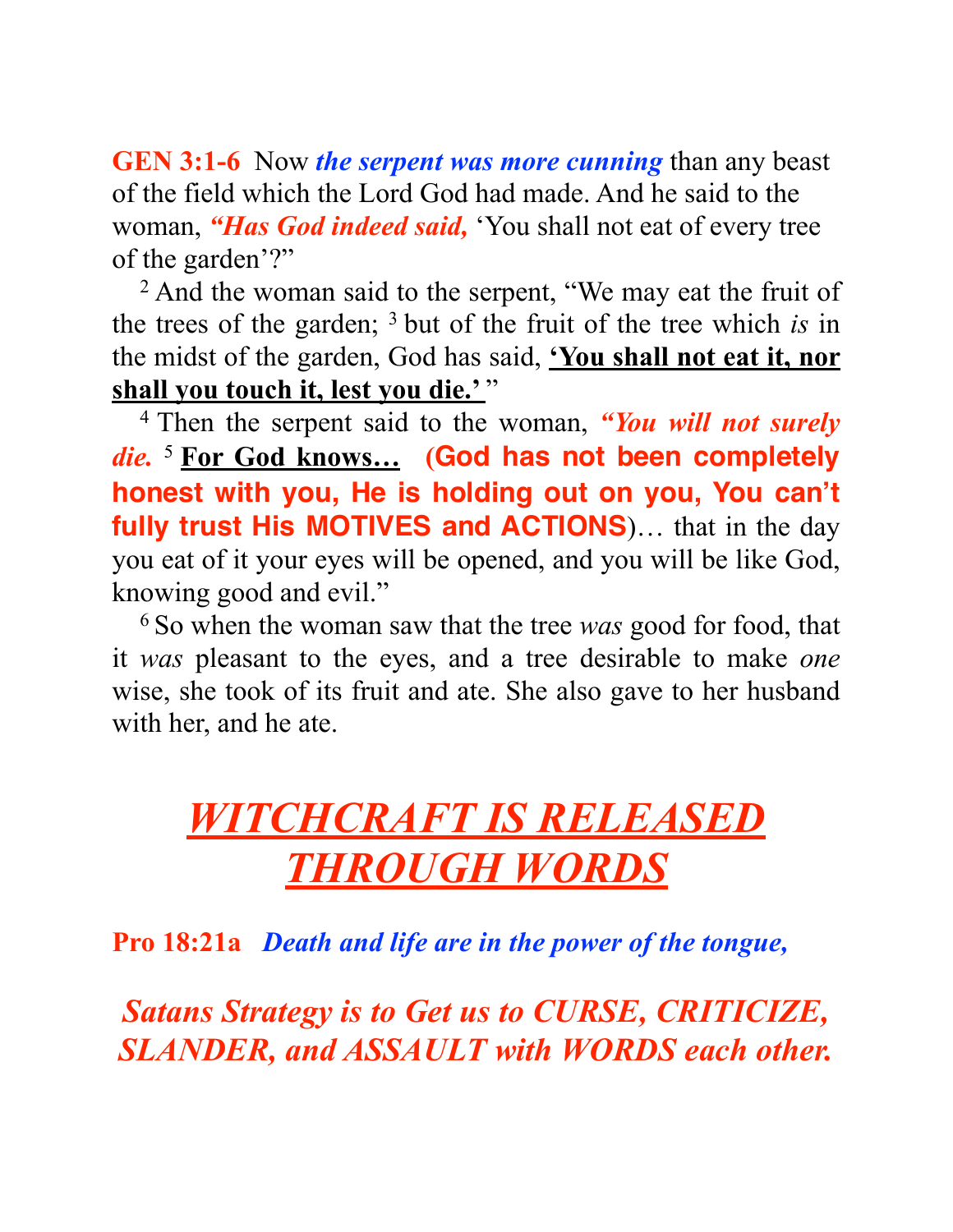**GEN 3:1-6** Now ***the serpent was more cunning*** than any beast of the field which the Lord God had made. And he said to the woman, ***"Has God indeed said,*** 'You shall not eat of every tree of the garden'?"

[2] And the woman said to the serpent, "We may eat the fruit of the trees of the garden; [3] but of the fruit of the tree which *is* in the midst of the garden, God has said, **<u>'You shall not eat it, nor shall you touch it, lest you die.'</u>** "

[4] Then the serpent said to the woman, ***"You will not surely die.*** [5] **<u>For God knows…</u>** **(God has not been completely honest with you, He is holding out on you, You can't fully trust His MOTIVES and ACTIONS)**… that in the day you eat of it your eyes will be opened, and you will be like God, knowing good and evil."

[6] So when the woman saw that the tree *was* good for food, that it *was* pleasant to the eyes, and a tree desirable to make *one* wise, she took of its fruit and ate. She also gave to her husband with her, and he ate.

# ***<u>WITCHCRAFT IS RELEASED THROUGH WORDS</u>***

**Pro 18:21a** ***Death and life are in the power of the tongue,***

## ***Satans Strategy is to Get us to CURSE, CRITICIZE, SLANDER, and ASSAULT with WORDS each other.***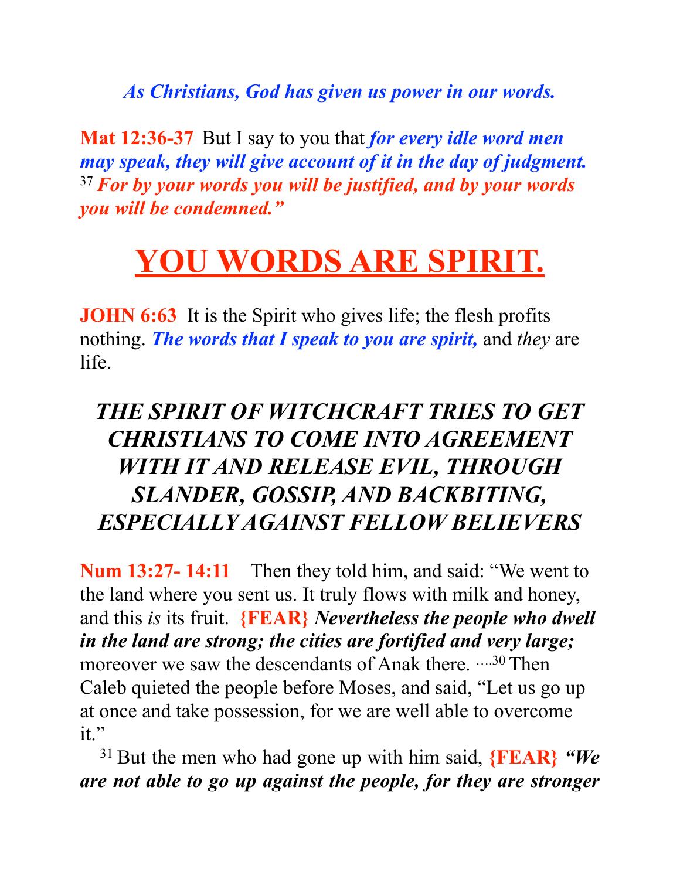***As Christians, God has given us power in our words.***

**Mat 12:36-37** But I say to you that ***for every idle word men may speak, they will give account of it in the day of judgment.*** [37] ***For by your words you will be justified, and by your words you will be condemned."***

# YOU WORDS ARE SPIRIT.

**JOHN 6:63** It is the Spirit who gives life; the flesh profits nothing. ***The words that I speak to you are spirit,*** and *they* are life.

## *THE SPIRIT OF WITCHCRAFT TRIES TO GET CHRISTIANS TO COME INTO AGREEMENT WITH IT AND RELEASE EVIL, THROUGH SLANDER, GOSSIP, AND BACKBITING, ESPECIALLY AGAINST FELLOW BELIEVERS*

**Num 13:27- 14:11** Then they told him, and said: "We went to the land where you sent us. It truly flows with milk and honey, and this *is* its fruit. **{FEAR}** ***Nevertheless the people who dwell in the land are strong; the cities are fortified and very large;*** moreover we saw the descendants of Anak there. ….[30] Then Caleb quieted the people before Moses, and said, "Let us go up at once and take possession, for we are well able to overcome it."

[31] But the men who had gone up with him said, **{FEAR}** ***"We are not able to go up against the people, for they are stronger***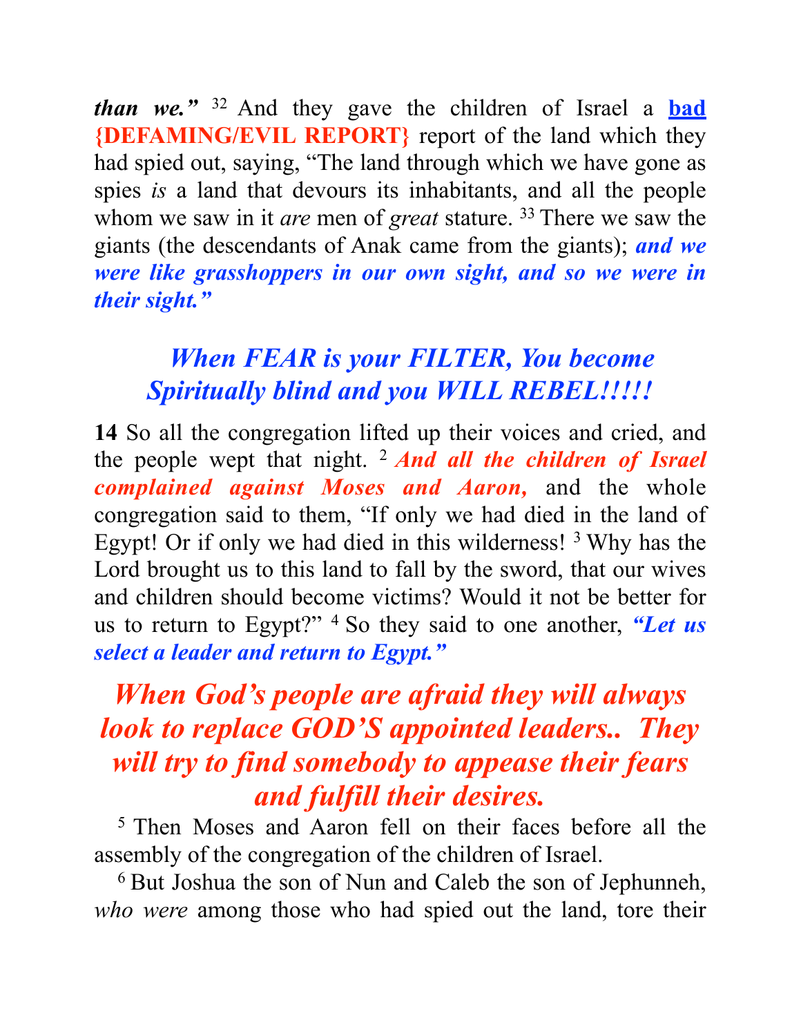***than we.”*** 32 And they gave the children of Israel a **bad** **{DEFAMING/EVIL REPORT}** report of the land which they had spied out, saying, “The land through which we have gone as spies *is* a land that devours its inhabitants, and all the people whom we saw in it *are* men of *great* stature. 33 There we saw the giants (the descendants of Anak came from the giants); ***and we were like grasshoppers in our own sight, and so we were in their sight.”***

***When FEAR is your FILTER, You become Spiritually blind and you WILL REBEL!!!!!***

**14** So all the congregation lifted up their voices and cried, and the people wept that night. 2 ***And all the children of Israel complained against Moses and Aaron,*** and the whole congregation said to them, “If only we had died in the land of Egypt! Or if only we had died in this wilderness! 3 Why has the Lord brought us to this land to fall by the sword, that our wives and children should become victims? Would it not be better for us to return to Egypt?” 4 So they said to one another, ***“Let us select a leader and return to Egypt.”***

***When God’s people are afraid they will always look to replace GOD’S appointed leaders.. They will try to find somebody to appease their fears and fulfill their desires.***

5 Then Moses and Aaron fell on their faces before all the assembly of the congregation of the children of Israel.

6 But Joshua the son of Nun and Caleb the son of Jephunneh, *who were* among those who had spied out the land, tore their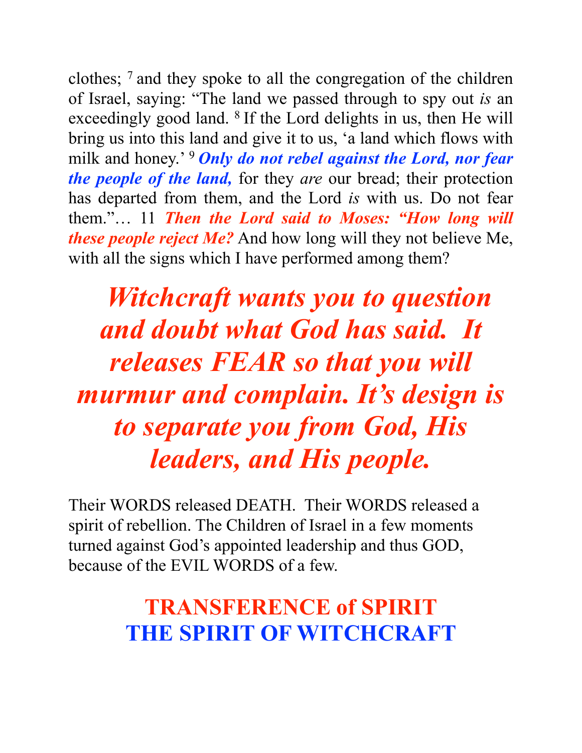clothes; [7] and they spoke to all the congregation of the children of Israel, saying: "The land we passed through to spy out *is* an exceedingly good land. [8] If the Lord delights in us, then He will bring us into this land and give it to us, 'a land which flows with milk and honey.' [9] ***Only do not rebel against the Lord, nor fear the people of the land,*** for they *are* our bread; their protection has departed from them, and the Lord *is* with us. Do not fear them."… 11 ***Then the Lord said to Moses: "How long will these people reject Me?*** And how long will they not believe Me, with all the signs which I have performed among them?

***Witchcraft wants you to question and doubt what God has said. It releases FEAR so that you will murmur and complain. It's design is to separate you from God, His leaders, and His people.***

Their WORDS released DEATH. Their WORDS released a spirit of rebellion. The Children of Israel in a few moments turned against God's appointed leadership and thus GOD, because of the EVIL WORDS of a few.

## TRANSFERENCE of SPIRIT
## THE SPIRIT OF WITCHCRAFT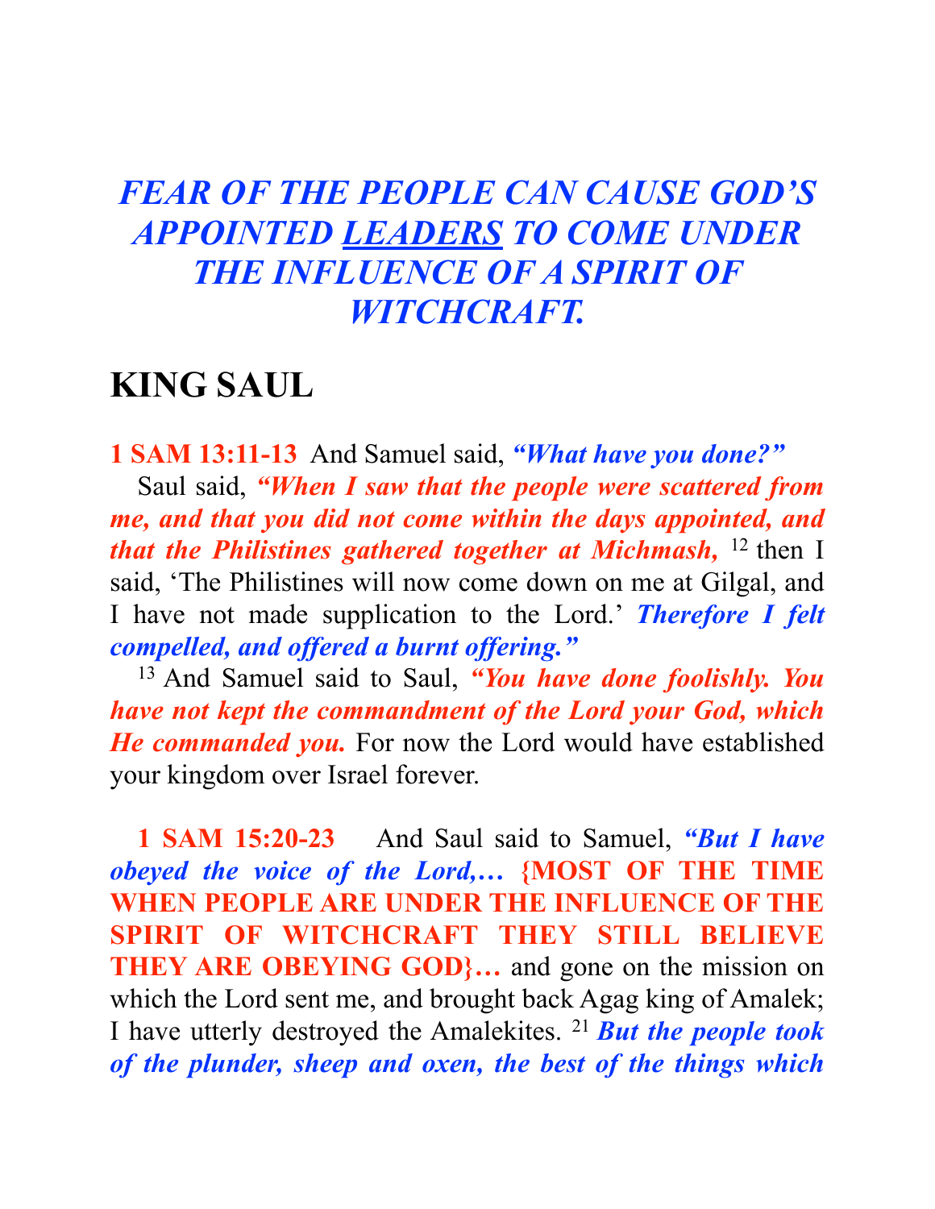## *FEAR OF THE PEOPLE CAN CAUSE GOD'S APPOINTED LEADERS TO COME UNDER THE INFLUENCE OF A SPIRIT OF WITCHCRAFT.*

## KING SAUL

**1 SAM 13:11-13** And Samuel said, ***"What have you done?"***

Saul said, ***"When I saw that the people were scattered from me, and that you did not come within the days appointed, and that the Philistines gathered together at Michmash,*** [12] then I said, 'The Philistines will now come down on me at Gilgal, and I have not made supplication to the Lord.' ***Therefore I felt compelled, and offered a burnt offering."***

[13] And Samuel said to Saul, ***"You have done foolishly. You have not kept the commandment of the Lord your God, which He commanded you.*** For now the Lord would have established your kingdom over Israel forever.

**1 SAM 15:20-23** And Saul said to Samuel, ***"But I have obeyed the voice of the Lord,…*** **{MOST OF THE TIME WHEN PEOPLE ARE UNDER THE INFLUENCE OF THE SPIRIT OF WITCHCRAFT THEY STILL BELIEVE THEY ARE OBEYING GOD}…** and gone on the mission on which the Lord sent me, and brought back Agag king of Amalek; I have utterly destroyed the Amalekites. [21] ***But the people took of the plunder, sheep and oxen, the best of the things which***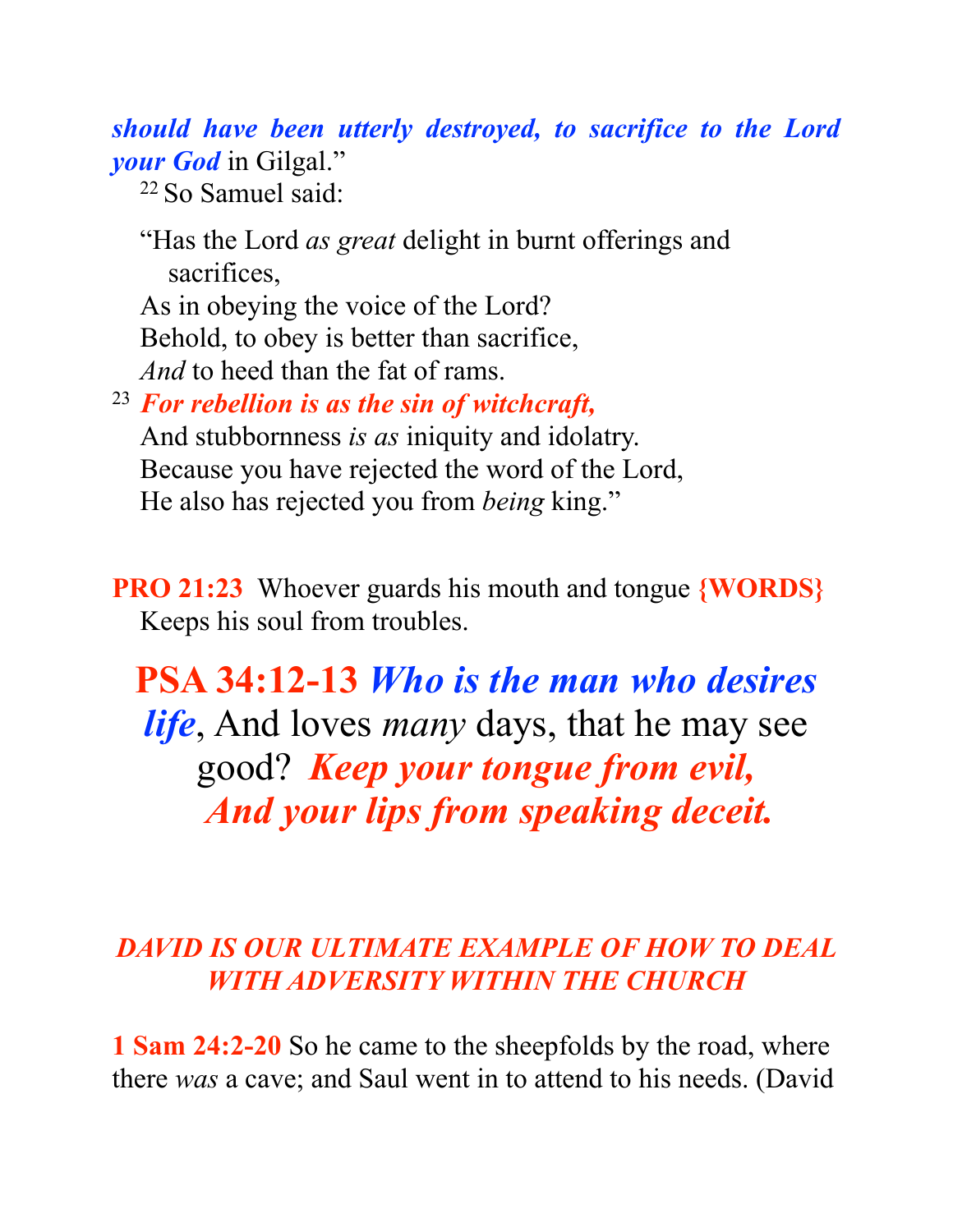***should have been utterly destroyed, to sacrifice to the Lord your God*** in Gilgal."

[22] So Samuel said:

"Has the Lord *as great* delight in burnt offerings and sacrifices,
As in obeying the voice of the Lord?
Behold, to obey is better than sacrifice,
*And* to heed than the fat of rams.
[23] ***For rebellion is as the sin of witchcraft,***
And stubbornness *is as* iniquity and idolatry.
Because you have rejected the word of the Lord,
He also has rejected you from *being* king."

**PRO 21:23** Whoever guards his mouth and tongue **{WORDS}**
Keeps his soul from troubles.

## **PSA 34:12-13** ***Who is the man who desires life***, And loves *many* days, that he may see good? ***Keep your tongue from evil, And your lips from speaking deceit.***

***DAVID IS OUR ULTIMATE EXAMPLE OF HOW TO DEAL WITH ADVERSITY WITHIN THE CHURCH***

**1 Sam 24:2-20** So he came to the sheepfolds by the road, where there *was* a cave; and Saul went in to attend to his needs. (David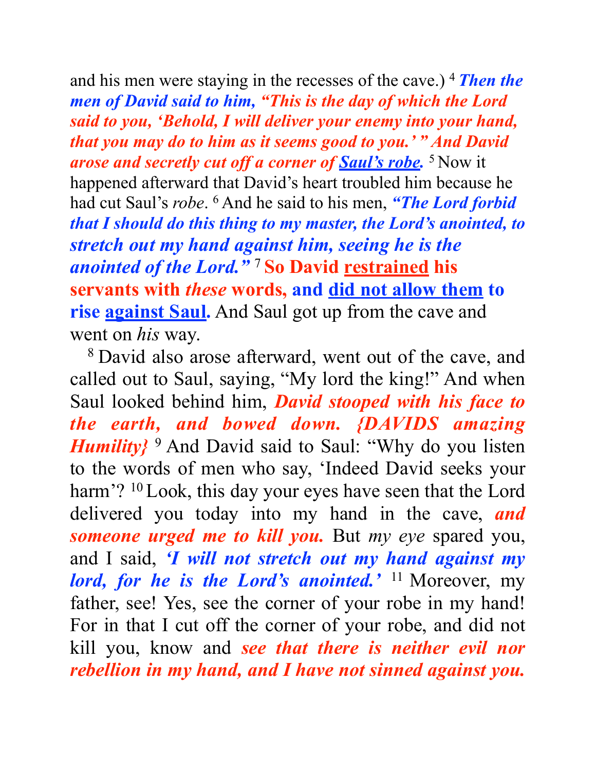and his men were staying in the recesses of the cave.) [4] ***Then the men of David said to him, "This is the day of which the Lord said to you, 'Behold, I will deliver your enemy into your hand, that you may do to him as it seems good to you.' " And David arose and secretly cut off a corner of Saul's robe.*** [5] Now it happened afterward that David's heart troubled him because he had cut Saul's *robe*. [6] And he said to his men, ***"The Lord forbid that I should do this thing to my master, the Lord's anointed, to stretch out my hand against him, seeing he is the anointed of the Lord."*** [7] **So David restrained his servants with *these* words, and did not allow them to rise against Saul.** And Saul got up from the cave and went on *his* way.

[8] David also arose afterward, went out of the cave, and called out to Saul, saying, "My lord the king!" And when Saul looked behind him, ***David stooped with his face to the earth, and bowed down. {DAVIDS amazing Humility}*** [9] And David said to Saul: "Why do you listen to the words of men who say, 'Indeed David seeks your harm'? [10] Look, this day your eyes have seen that the Lord delivered you today into my hand in the cave, ***and someone urged me to kill you.*** But *my eye* spared you, and I said, ***'I will not stretch out my hand against my lord, for he is the Lord's anointed.'*** [11] Moreover, my father, see! Yes, see the corner of your robe in my hand! For in that I cut off the corner of your robe, and did not kill you, know and ***see that there is neither evil nor rebellion in my hand, and I have not sinned against you.***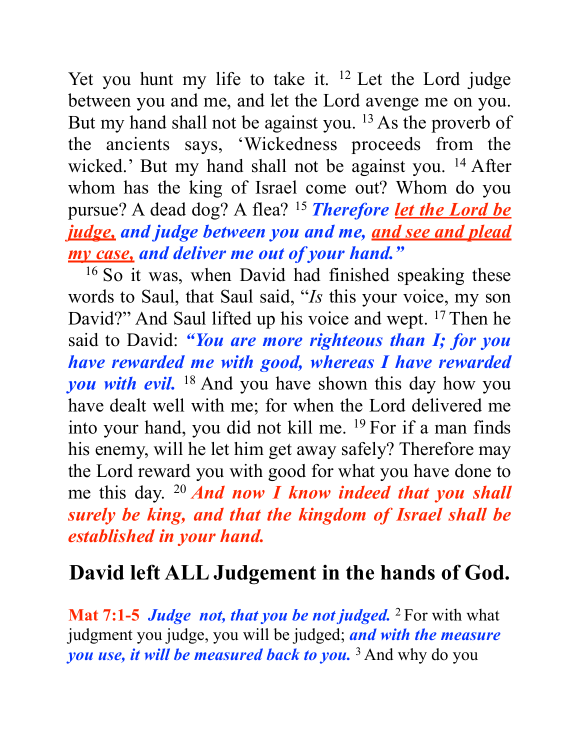Yet you hunt my life to take it. [12] Let the Lord judge between you and me, and let the Lord avenge me on you. But my hand shall not be against you. [13] As the proverb of the ancients says, 'Wickedness proceeds from the wicked.' But my hand shall not be against you. [14] After whom has the king of Israel come out? Whom do you pursue? A dead dog? A flea? [15] ***Therefore <u>let the Lord be judge,</u> and judge between you and me, <u>and see and plead my case,</u> and deliver me out of your hand."***

[16] So it was, when David had finished speaking these words to Saul, that Saul said, "*Is* this your voice, my son David?" And Saul lifted up his voice and wept. [17] Then he said to David: ***"You are more righteous than I; for you have rewarded me with good, whereas I have rewarded you with evil.*** [18] And you have shown this day how you have dealt well with me; for when the Lord delivered me into your hand, you did not kill me. [19] For if a man finds his enemy, will he let him get away safely? Therefore may the Lord reward you with good for what you have done to me this day. [20] ***And now I know indeed that you shall surely be king, and that the kingdom of Israel shall be established in your hand.***

## David left ALL Judgement in the hands of God.

**Mat 7:1-5** ***Judge not, that you be not judged.*** [2] For with what judgment you judge, you will be judged; ***and with the measure you use, it will be measured back to you.*** [3] And why do you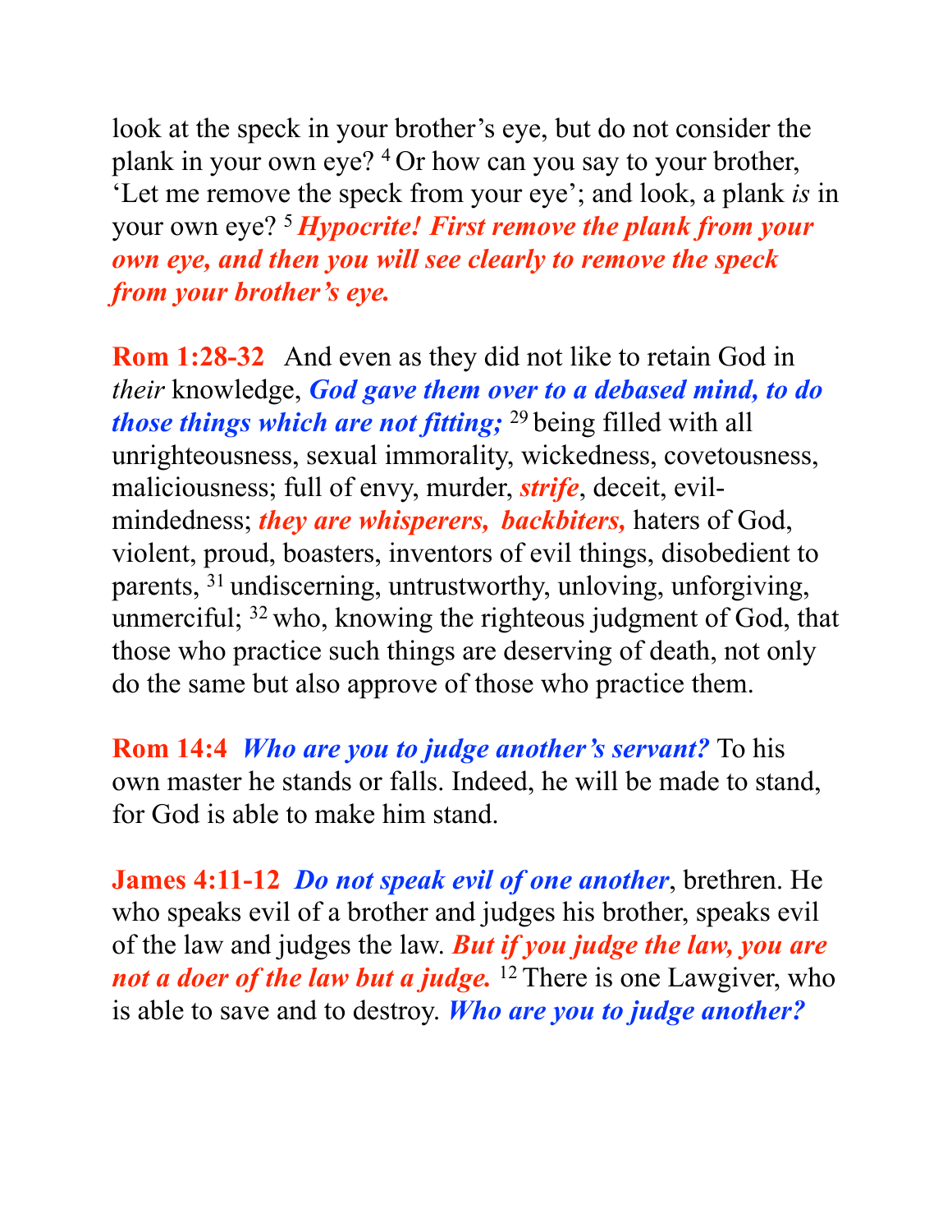look at the speck in your brother's eye, but do not consider the plank in your own eye? [4] Or how can you say to your brother, 'Let me remove the speck from your eye'; and look, a plank *is* in your own eye? [5] ***Hypocrite! First remove the plank from your own eye, and then you will see clearly to remove the speck from your brother's eye.***

**Rom 1:28-32** And even as they did not like to retain God in *their* knowledge, ***God gave them over to a debased mind, to do those things which are not fitting;*** [29] being filled with all unrighteousness, sexual immorality, wickedness, covetousness, maliciousness; full of envy, murder, ***strife***, deceit, evil-mindedness; ***they are whisperers, backbiters,*** haters of God, violent, proud, boasters, inventors of evil things, disobedient to parents, [31] undiscerning, untrustworthy, unloving, unforgiving, unmerciful; [32] who, knowing the righteous judgment of God, that those who practice such things are deserving of death, not only do the same but also approve of those who practice them.

**Rom 14:4** ***Who are you to judge another's servant?*** To his own master he stands or falls. Indeed, he will be made to stand, for God is able to make him stand.

**James 4:11-12** ***Do not speak evil of one another***, brethren. He who speaks evil of a brother and judges his brother, speaks evil of the law and judges the law. ***But if you judge the law, you are not a doer of the law but a judge.*** [12] There is one Lawgiver, who is able to save and to destroy. ***Who are you to judge another?***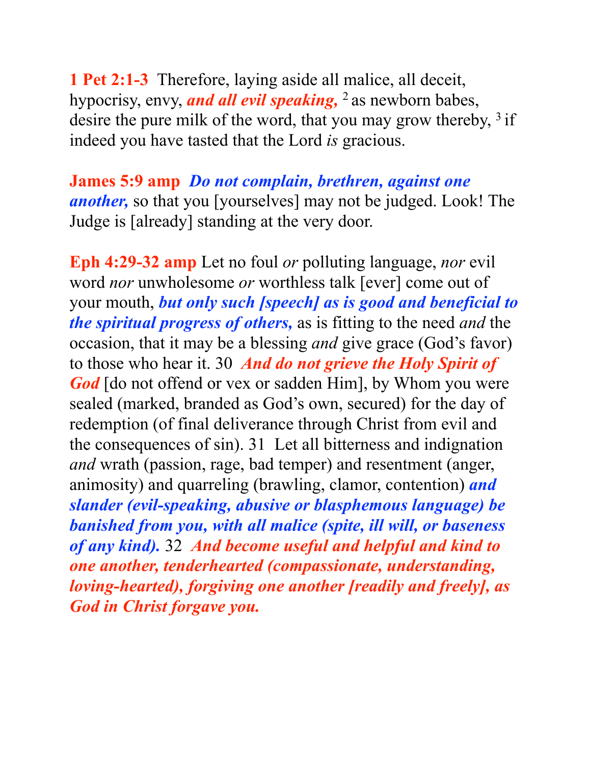**1 Pet 2:1-3** Therefore, laying aside all malice, all deceit, hypocrisy, envy, ***and all evil speaking,*** [2] as newborn babes, desire the pure milk of the word, that you may grow thereby, [3] if indeed you have tasted that the Lord *is* gracious.

**James 5:9 amp** ***Do not complain, brethren, against one another,*** so that you [yourselves] may not be judged. Look! The Judge is [already] standing at the very door.

**Eph 4:29-32 amp** Let no foul *or* polluting language, *nor* evil word *nor* unwholesome *or* worthless talk [ever] come out of your mouth, ***but only such [speech] as is good and beneficial to the spiritual progress of others,*** as is fitting to the need *and* the occasion, that it may be a blessing *and* give grace (God's favor) to those who hear it. 30 ***And do not grieve the Holy Spirit of God*** [do not offend or vex or sadden Him], by Whom you were sealed (marked, branded as God's own, secured) for the day of redemption (of final deliverance through Christ from evil and the consequences of sin). 31 Let all bitterness and indignation *and* wrath (passion, rage, bad temper) and resentment (anger, animosity) and quarreling (brawling, clamor, contention) ***and slander (evil-speaking, abusive or blasphemous language) be banished from you, with all malice (spite, ill will, or baseness of any kind).*** 32 ***And become useful and helpful and kind to one another, tenderhearted (compassionate, understanding, loving-hearted), forgiving one another [readily and freely], as God in Christ forgave you.***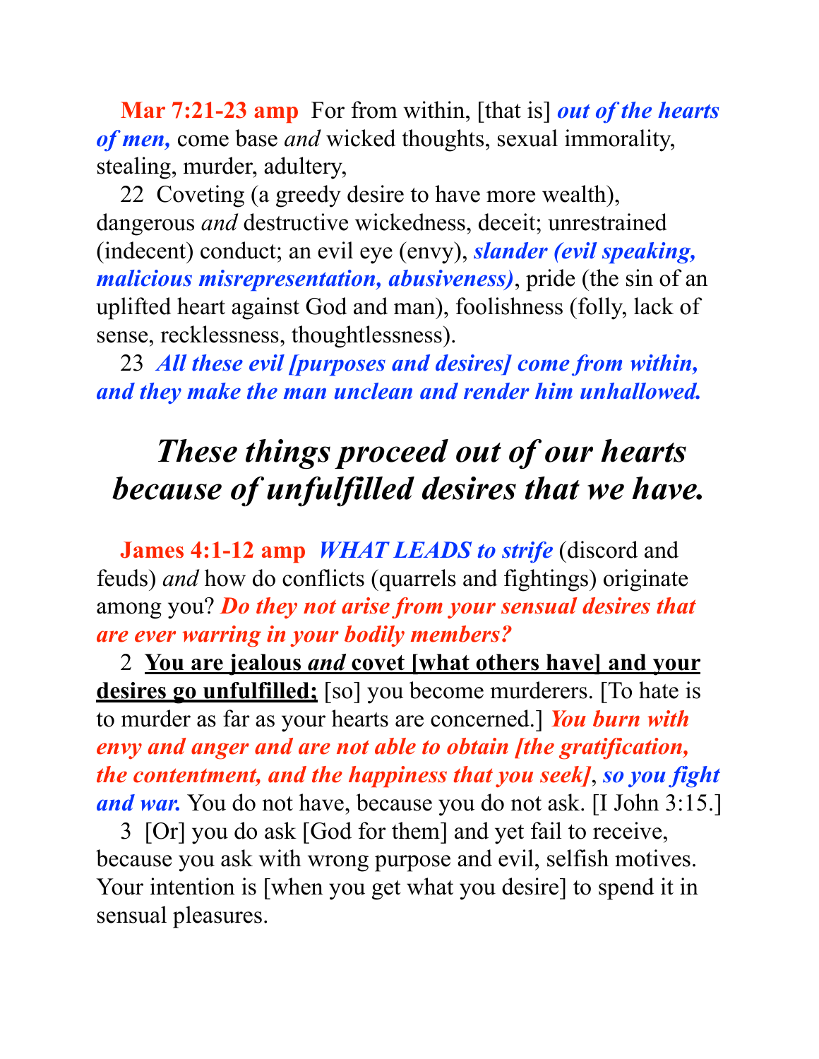**Mar 7:21-23 amp** For from within, [that is] ***out of the hearts of men,*** come base *and* wicked thoughts, sexual immorality, stealing, murder, adultery,

22 Coveting (a greedy desire to have more wealth), dangerous *and* destructive wickedness, deceit; unrestrained (indecent) conduct; an evil eye (envy), ***slander (evil speaking, malicious misrepresentation, abusiveness)***, pride (the sin of an uplifted heart against God and man), foolishness (folly, lack of sense, recklessness, thoughtlessness).

23 ***All these evil [purposes and desires] come from within, and they make the man unclean and render him unhallowed.***

## *These things proceed out of our hearts because of unfulfilled desires that we have.*

**James 4:1-12 amp** ***WHAT LEADS to strife*** (discord and feuds) *and* how do conflicts (quarrels and fightings) originate among you? ***Do they not arise from your sensual desires that are ever warring in your bodily members?***

2 **You are jealous *and* covet [what others have] and your desires go unfulfilled;** [so] you become murderers. [To hate is to murder as far as your hearts are concerned.] ***You burn with envy and anger and are not able to obtain [the gratification, the contentment, and the happiness that you seek]***, ***so you fight and war.*** You do not have, because you do not ask. [I John 3:15.]

3 [Or] you do ask [God for them] and yet fail to receive, because you ask with wrong purpose and evil, selfish motives. Your intention is [when you get what you desire] to spend it in sensual pleasures.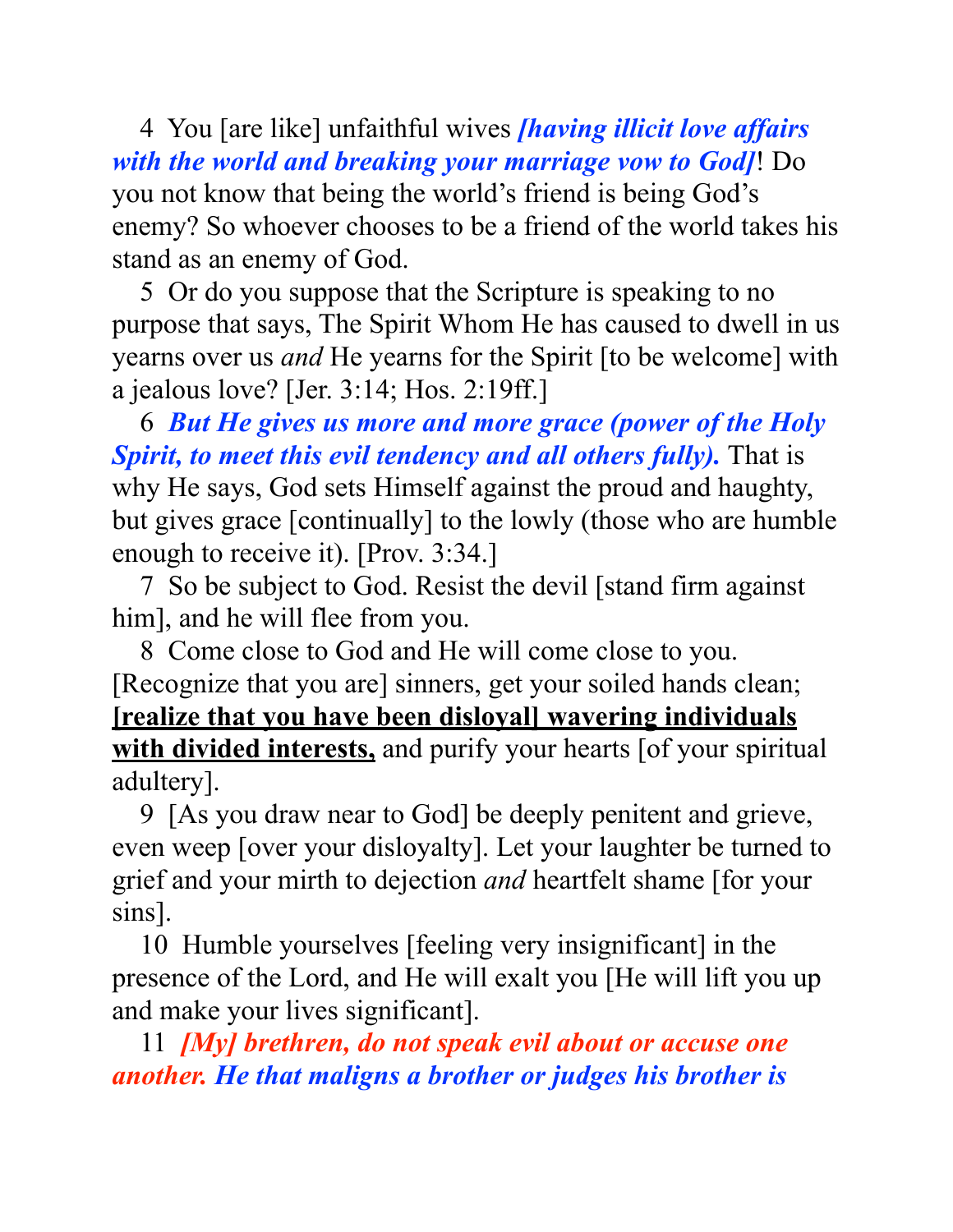4 You [are like] unfaithful wives ***[having illicit love affairs with the world and breaking your marriage vow to God]***! Do you not know that being the world's friend is being God's enemy? So whoever chooses to be a friend of the world takes his stand as an enemy of God.

5 Or do you suppose that the Scripture is speaking to no purpose that says, The Spirit Whom He has caused to dwell in us yearns over us *and* He yearns for the Spirit [to be welcome] with a jealous love? [Jer. 3:14; Hos. 2:19ff.]

6 ***But He gives us more and more grace (power of the Holy Spirit, to meet this evil tendency and all others fully).*** That is why He says, God sets Himself against the proud and haughty, but gives grace [continually] to the lowly (those who are humble enough to receive it). [Prov. 3:34.]

7 So be subject to God. Resist the devil [stand firm against him], and he will flee from you.

8 Come close to God and He will come close to you. [Recognize that you are] sinners, get your soiled hands clean; **<u>[realize that you have been disloyal] wavering individuals with divided interests,</u>** and purify your hearts [of your spiritual adultery].

9 [As you draw near to God] be deeply penitent and grieve, even weep [over your disloyalty]. Let your laughter be turned to grief and your mirth to dejection *and* heartfelt shame [for your sins].

10 Humble yourselves [feeling very insignificant] in the presence of the Lord, and He will exalt you [He will lift you up and make your lives significant].

11 ***[My] brethren, do not speak evil about or accuse one another. He that maligns a brother or judges his brother is***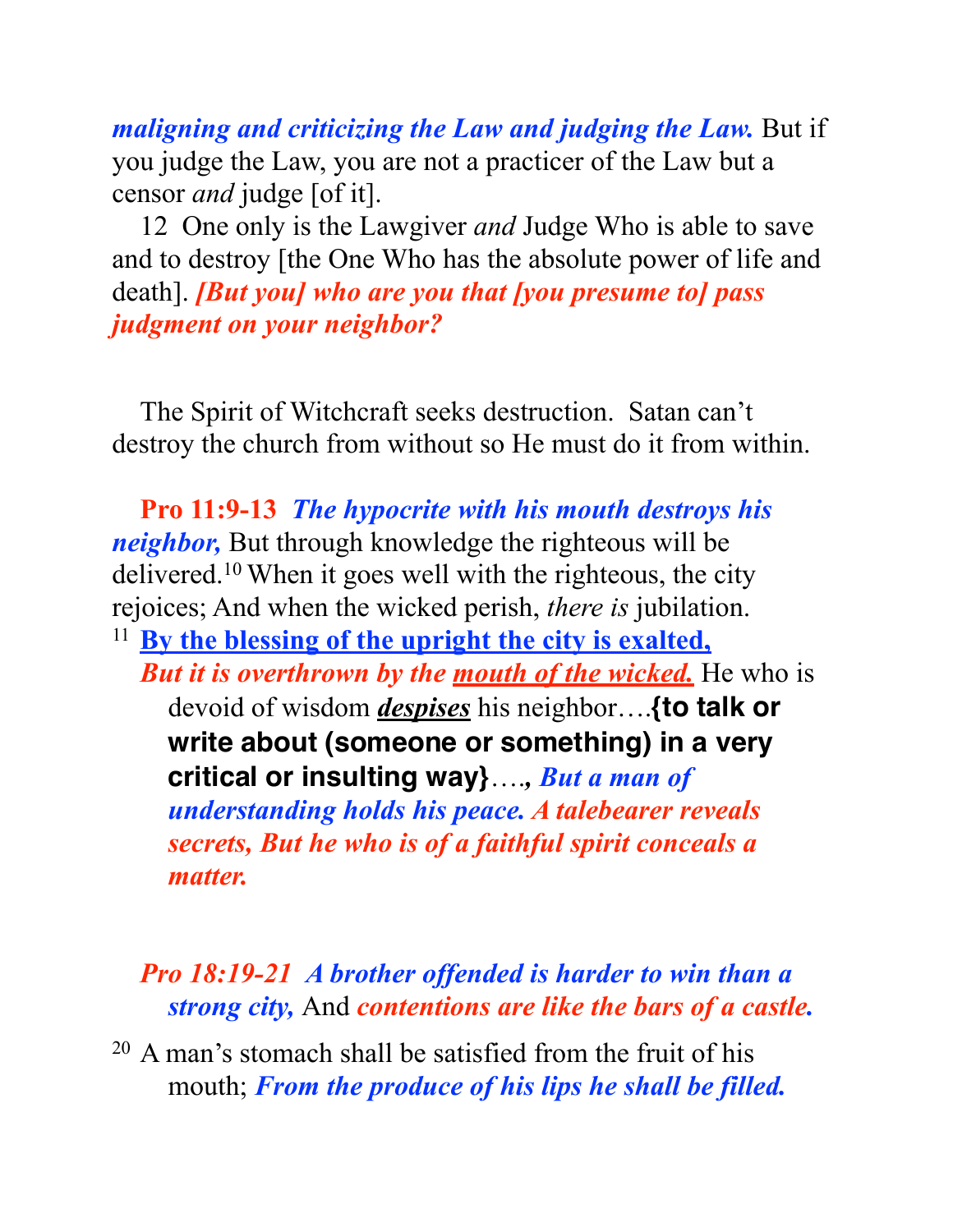***maligning and criticizing the Law and judging the Law.*** But if you judge the Law, you are not a practicer of the Law but a censor *and* judge [of it].

12 One only is the Lawgiver *and* Judge Who is able to save and to destroy [the One Who has the absolute power of life and death]. ***[But you] who are you that [you presume to] pass judgment on your neighbor?***

The Spirit of Witchcraft seeks destruction. Satan can't destroy the church from without so He must do it from within.

**Pro 11:9-13** ***The hypocrite with his mouth destroys his neighbor,*** But through knowledge the righteous will be delivered.[10] When it goes well with the righteous, the city rejoices; And when the wicked perish, *there is* jubilation. [11] **<u>By the blessing of the upright the city is exalted,</u>** ***But it is overthrown by the <u>mouth of the wicked.</u>*** He who is devoid of wisdom ***<u>despises</u>*** his neighbor….**{to talk or write about (someone or something) in a very critical or insulting way}**…., ***But a man of understanding holds his peace. A talebearer reveals secrets, But he who is of a faithful spirit conceals a matter.***

***Pro 18:19-21 A brother offended is harder to win than a strong city,*** And ***contentions are like the bars of a castle.***

[20] A man's stomach shall be satisfied from the fruit of his mouth; ***From the produce of his lips he shall be filled.***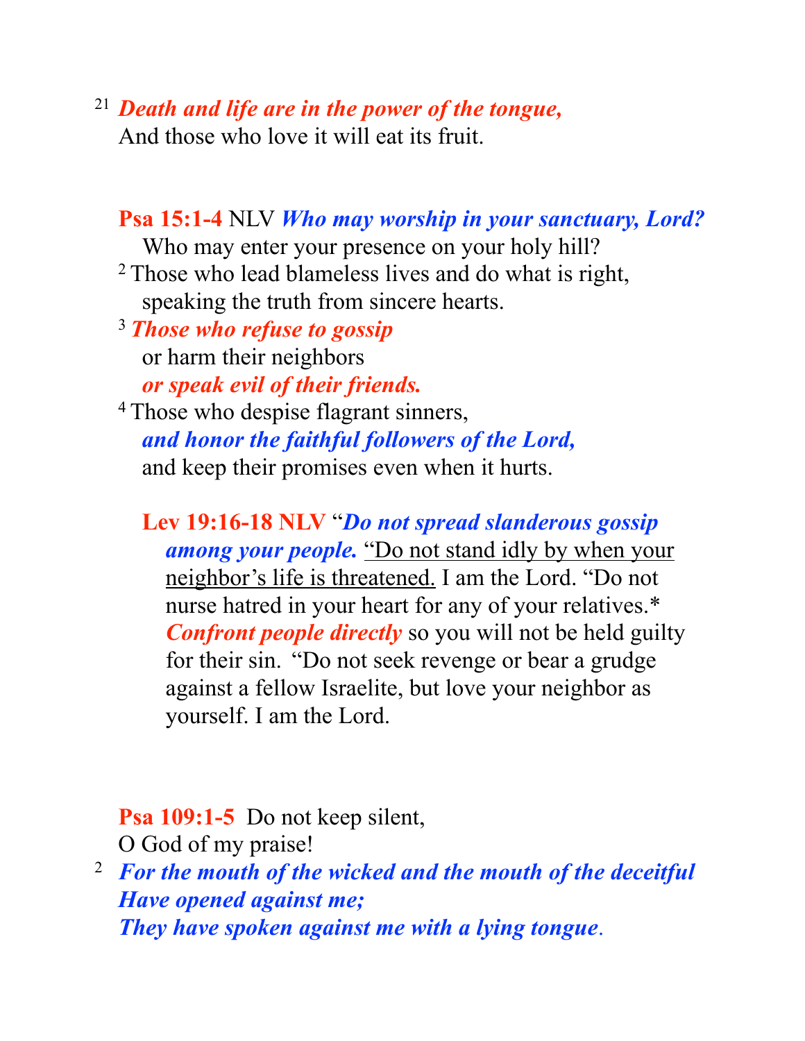[21] ***Death and life are in the power of the tongue,***
And those who love it will eat its fruit.

**Psa 15:1-4** NLV ***Who may worship in your sanctuary, Lord?***
Who may enter your presence on your holy hill?
[2] Those who lead blameless lives and do what is right,
speaking the truth from sincere hearts.
[3] ***Those who refuse to gossip***
or harm their neighbors
***or speak evil of their friends.***
[4] Those who despise flagrant sinners,
***and honor the faithful followers of the Lord,***
and keep their promises even when it hurts.

**Lev 19:16-18 NLV** "***Do not spread slanderous gossip among your people.*** <u>"Do not stand idly by when your neighbor's life is threatened.</u> I am the Lord. "Do not nurse hatred in your heart for any of your relatives.* ***Confront people directly*** so you will not be held guilty for their sin. "Do not seek revenge or bear a grudge against a fellow Israelite, but love your neighbor as yourself. I am the Lord.

**Psa 109:1-5** Do not keep silent,
O God of my praise!
[2] ***For the mouth of the wicked and the mouth of the deceitful***
***Have opened against me;***
***They have spoken against me with a lying tongue.***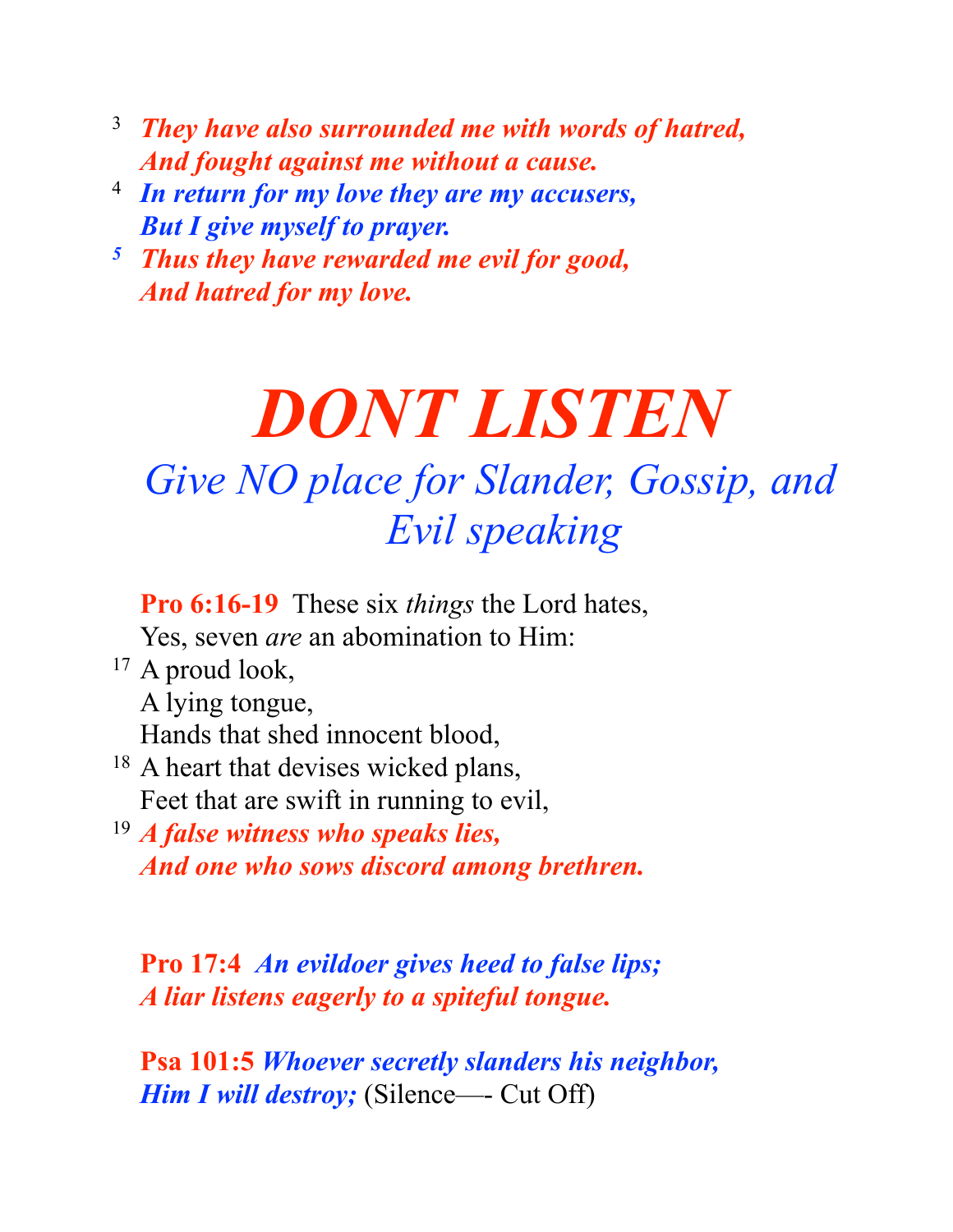3 ***They have also surrounded me with words of hatred,***
***And fought against me without a cause.***
4 ***In return for my love they are my accusers,***
***But I give myself to prayer.***
5 ***Thus they have rewarded me evil for good,***
***And hatred for my love.***

# *DONT LISTEN*

## *Give NO place for Slander, Gossip, and Evil speaking*

**Pro 6:16-19** These six *things* the Lord hates,
Yes, seven *are* an abomination to Him:
17 A proud look,
A lying tongue,
Hands that shed innocent blood,
18 A heart that devises wicked plans,
Feet that are swift in running to evil,
19 ***A false witness who speaks lies,***
***And one who sows discord among brethren.***

**Pro 17:4** ***An evildoer gives heed to false lips;***
***A liar listens eagerly to a spiteful tongue.***

**Psa 101:5** ***Whoever secretly slanders his neighbor,***
***Him I will destroy;*** (Silence—- Cut Off)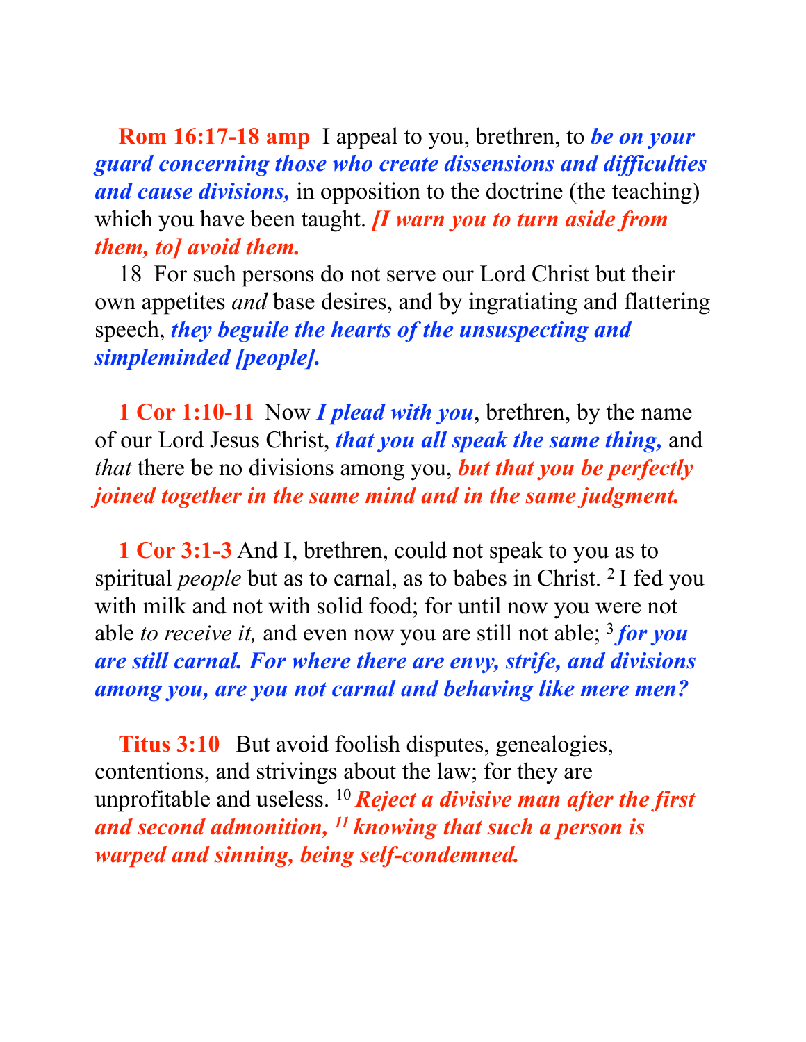**Rom 16:17-18 amp** I appeal to you, brethren, to ***be on your guard concerning those who create dissensions and difficulties and cause divisions,*** in opposition to the doctrine (the teaching) which you have been taught. ***[I warn you to turn aside from them, to] avoid them.***

18 For such persons do not serve our Lord Christ but their own appetites *and* base desires, and by ingratiating and flattering speech, ***they beguile the hearts of the unsuspecting and simpleminded [people].***

**1 Cor 1:10-11** Now ***I plead with you***, brethren, by the name of our Lord Jesus Christ, ***that you all speak the same thing,*** and *that* there be no divisions among you, ***but that you be perfectly joined together in the same mind and in the same judgment.***

**1 Cor 3:1-3** And I, brethren, could not speak to you as to spiritual *people* but as to carnal, as to babes in Christ. [2] I fed you with milk and not with solid food; for until now you were not able *to receive it,* and even now you are still not able; [3] ***for you are still carnal. For where there are envy, strife, and divisions among you, are you not carnal and behaving like mere men?***

**Titus 3:10** But avoid foolish disputes, genealogies, contentions, and strivings about the law; for they are unprofitable and useless. [10] ***Reject a divisive man after the first and second admonition,*** [11] ***knowing that such a person is warped and sinning, being self-condemned.***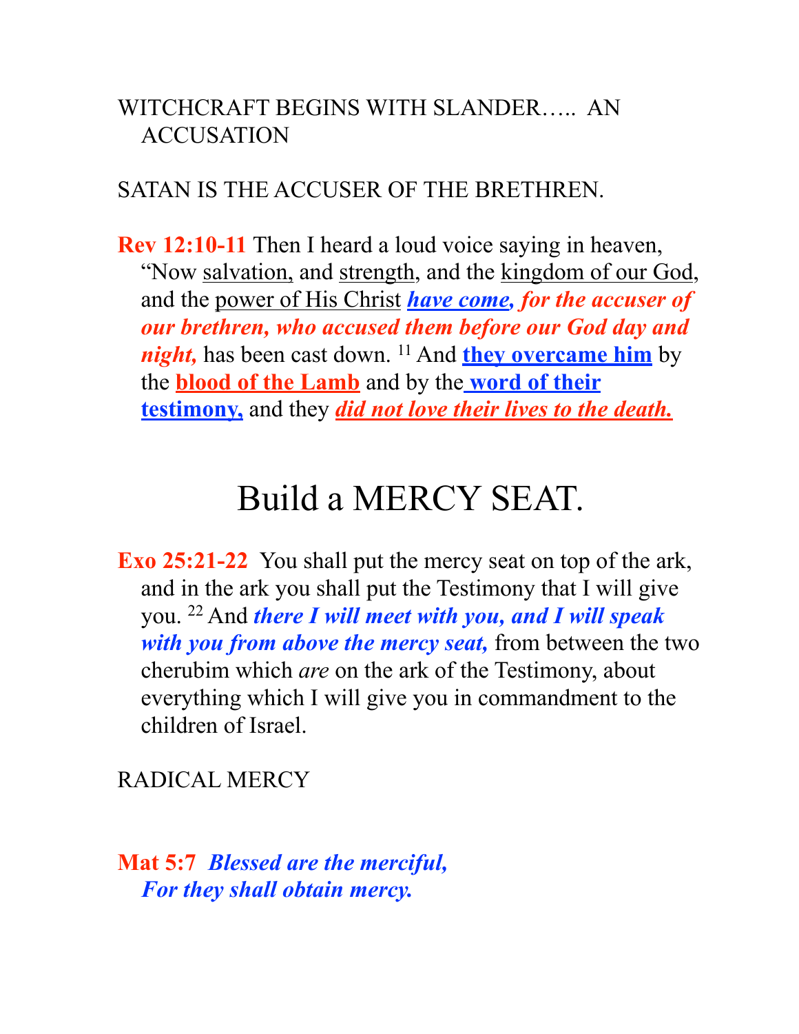WITCHCRAFT BEGINS WITH SLANDER….. AN ACCUSATION

SATAN IS THE ACCUSER OF THE BRETHREN.

**Rev 12:10-11** Then I heard a loud voice saying in heaven, "Now salvation, and strength, and the kingdom of our God, and the power of His Christ ***have come, for the accuser of our brethren, who accused them before our God day and night,*** has been cast down. [11] And **they overcame him** by the **blood of the Lamb** and by the **word of their testimony,** and they ***did not love their lives to the death.***

# Build a MERCY SEAT.

**Exo 25:21-22** You shall put the mercy seat on top of the ark, and in the ark you shall put the Testimony that I will give you. [22] And ***there I will meet with you, and I will speak with you from above the mercy seat,*** from between the two cherubim which *are* on the ark of the Testimony, about everything which I will give you in commandment to the children of Israel.

RADICAL MERCY

**Mat 5:7** ***Blessed are the merciful,***
***For they shall obtain mercy.***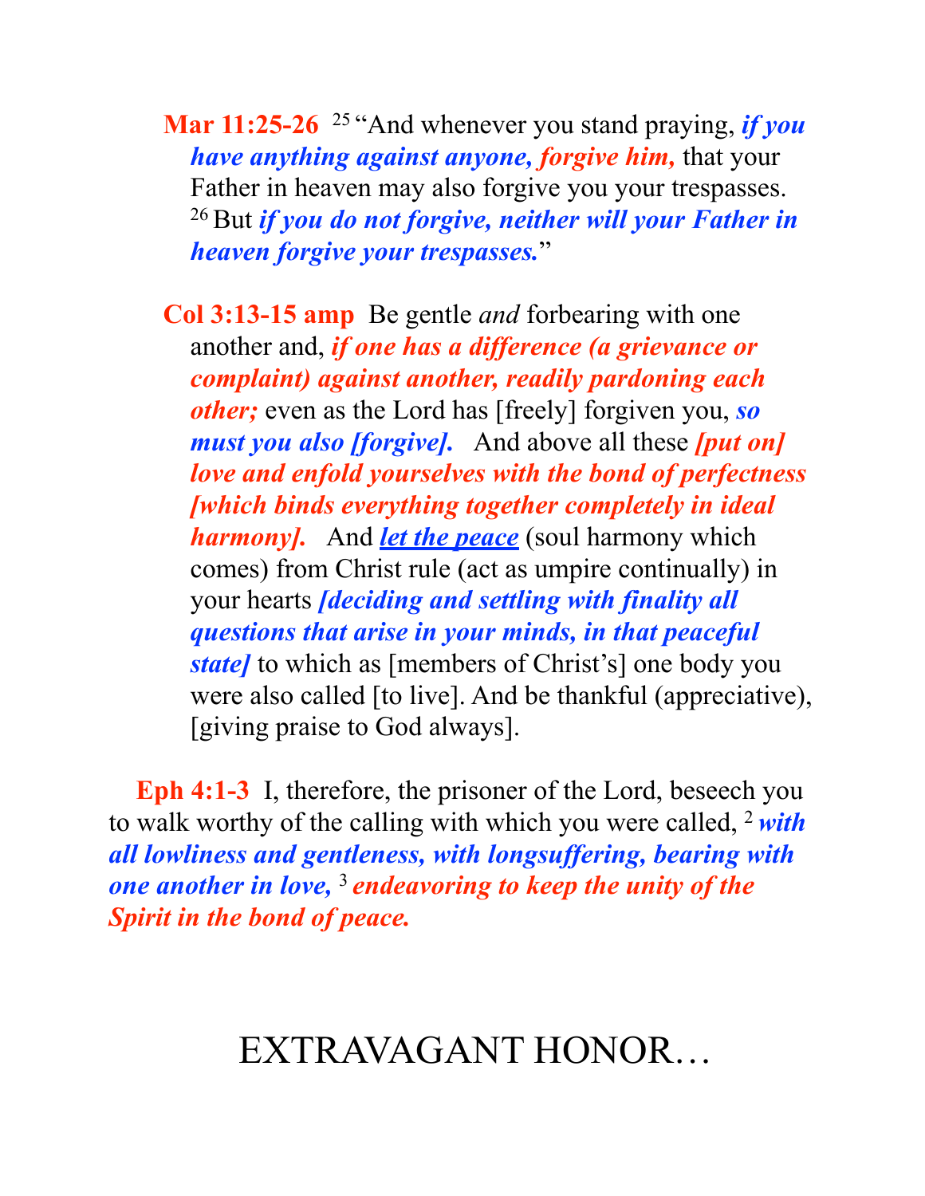**Mar 11:25-26** [25] "And whenever you stand praying, ***if you have anything against anyone, forgive him,*** that your Father in heaven may also forgive you your trespasses. [26] But ***if you do not forgive, neither will your Father in heaven forgive your trespasses.***"

**Col 3:13-15 amp** Be gentle *and* forbearing with one another and, ***if one has a difference (a grievance or complaint) against another, readily pardoning each other;*** even as the Lord has [freely] forgiven you, ***so must you also [forgive].*** And above all these ***[put on] love and enfold yourselves with the bond of perfectness [which binds everything together completely in ideal harmony].*** And ***<u>let the peace</u>*** (soul harmony which comes) from Christ rule (act as umpire continually) in your hearts ***[deciding and settling with finality all questions that arise in your minds, in that peaceful state]*** to which as [members of Christ's] one body you were also called [to live]. And be thankful (appreciative), [giving praise to God always].

**Eph 4:1-3** I, therefore, the prisoner of the Lord, beseech you to walk worthy of the calling with which you were called, [2] ***with all lowliness and gentleness, with longsuffering, bearing with one another in love,*** [3] ***endeavoring to keep the unity of the Spirit in the bond of peace.***

# EXTRAVAGANT HONOR…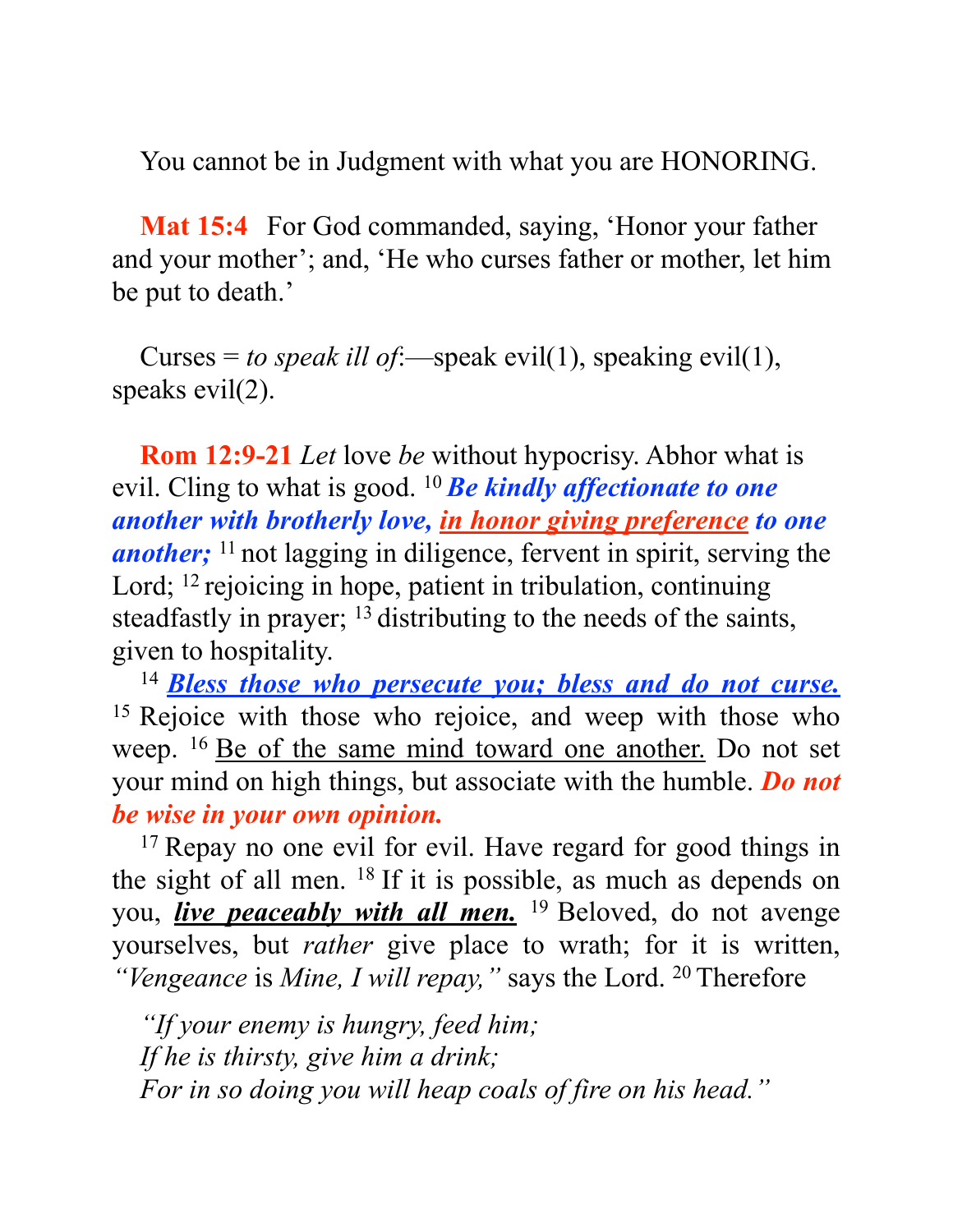You cannot be in Judgment with what you are HONORING.

**Mat 15:4** For God commanded, saying, 'Honor your father and your mother'; and, 'He who curses father or mother, let him be put to death.'

Curses = *to speak ill of*:—speak evil(1), speaking evil(1), speaks evil(2).

**Rom 12:9-21** *Let* love *be* without hypocrisy. Abhor what is evil. Cling to what is good. [10] ***Be kindly affectionate to one another with brotherly love, <u>in honor giving preference</u> to one another;*** [11] not lagging in diligence, fervent in spirit, serving the Lord; [12] rejoicing in hope, patient in tribulation, continuing steadfastly in prayer; [13] distributing to the needs of the saints, given to hospitality.

[14] ***<u>Bless those who persecute you; bless and do not curse.</u>*** [15] Rejoice with those who rejoice, and weep with those who weep. [16] <u>Be of the same mind toward one another.</u> Do not set your mind on high things, but associate with the humble. ***Do not be wise in your own opinion.***

[17] Repay no one evil for evil. Have regard for good things in the sight of all men. [18] If it is possible, as much as depends on you, ***<u>live peaceably with all men.</u>*** [19] Beloved, do not avenge yourselves, but *rather* give place to wrath; for it is written, *"Vengeance* is *Mine, I will repay,"* says the Lord. [20] Therefore

*"If your enemy is hungry, feed him;*
*If he is thirsty, give him a drink;*
*For in so doing you will heap coals of fire on his head."*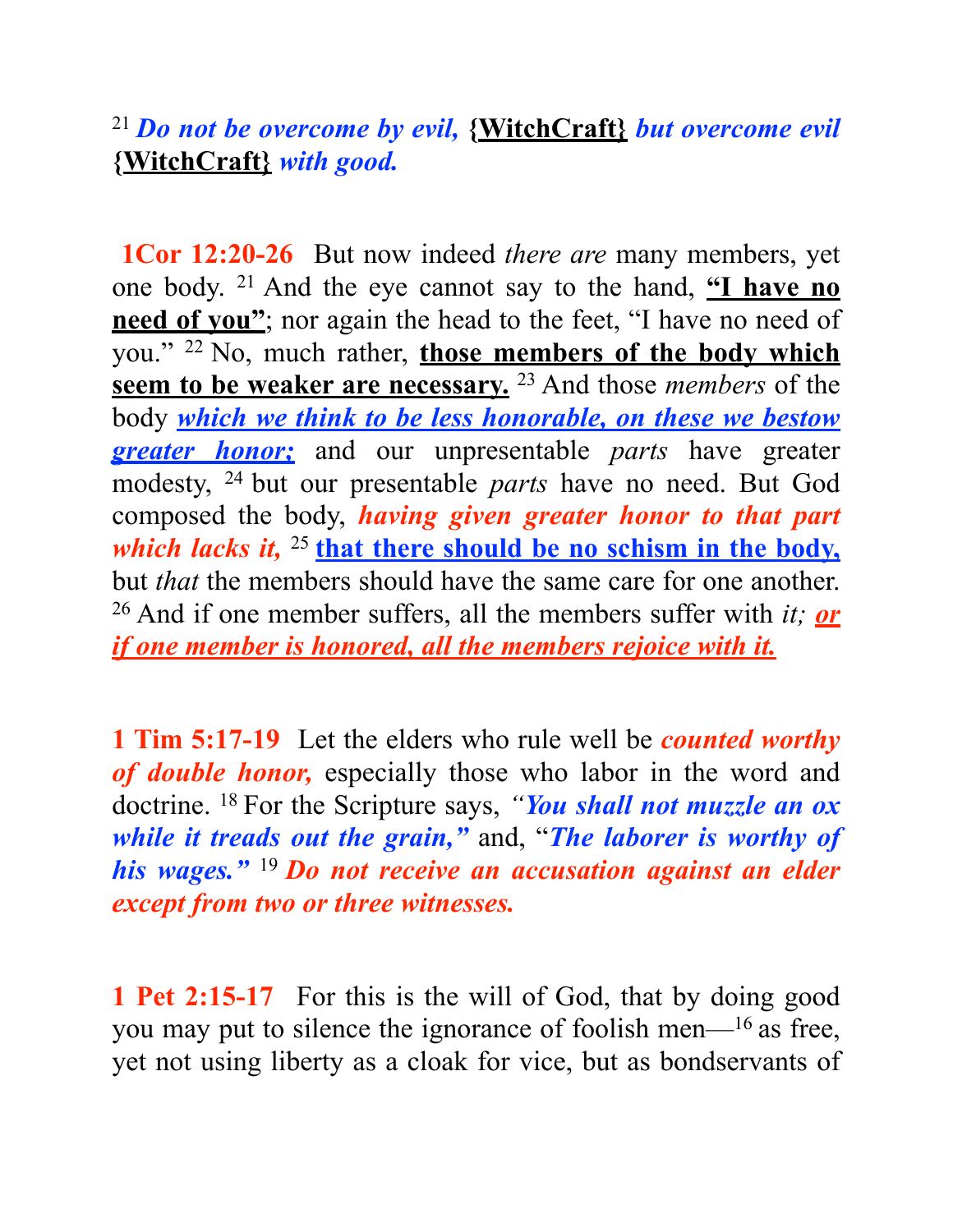[21] ***Do not be overcome by evil,*** **{WitchCraft}** ***but overcome evil*** **{WitchCraft}** ***with good.***

**1Cor 12:20-26** But now indeed *there are* many members, yet one body. [21] And the eye cannot say to the hand, **"I have no need of you"**; nor again the head to the feet, "I have no need of you." [22] No, much rather, **those members of the body which seem to be weaker are necessary.** [23] And those *members* of the body ***which we think to be less honorable, on these we bestow greater honor;*** and our unpresentable *parts* have greater modesty, [24] but our presentable *parts* have no need. But God composed the body, ***having given greater honor to that part which lacks it,*** [25] **that there should be no schism in the body,** but *that* the members should have the same care for one another. [26] And if one member suffers, all the members suffer with *it;* ***or if one member is honored, all the members rejoice with it.***

**1 Tim 5:17-19** Let the elders who rule well be ***counted worthy of double honor,*** especially those who labor in the word and doctrine. [18] For the Scripture says, ***"You shall not muzzle an ox while it treads out the grain,"*** and, "***The laborer is worthy of his wages."*** [19] ***Do not receive an accusation against an elder except from two or three witnesses.***

**1 Pet 2:15-17** For this is the will of God, that by doing good you may put to silence the ignorance of foolish men—[16] as free, yet not using liberty as a cloak for vice, but as bondservants of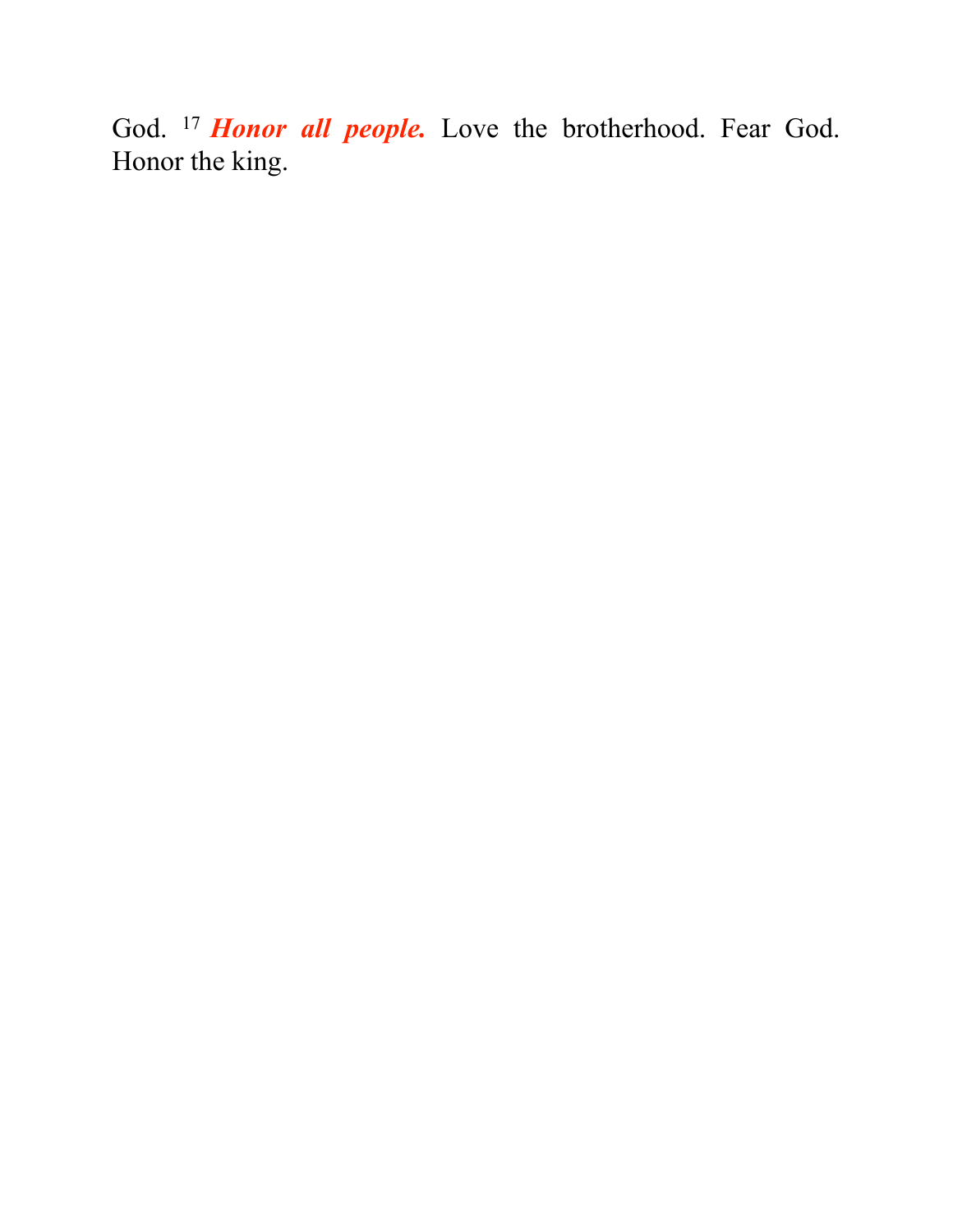God. [17] ***Honor all people.*** Love the brotherhood. Fear God. Honor the king.